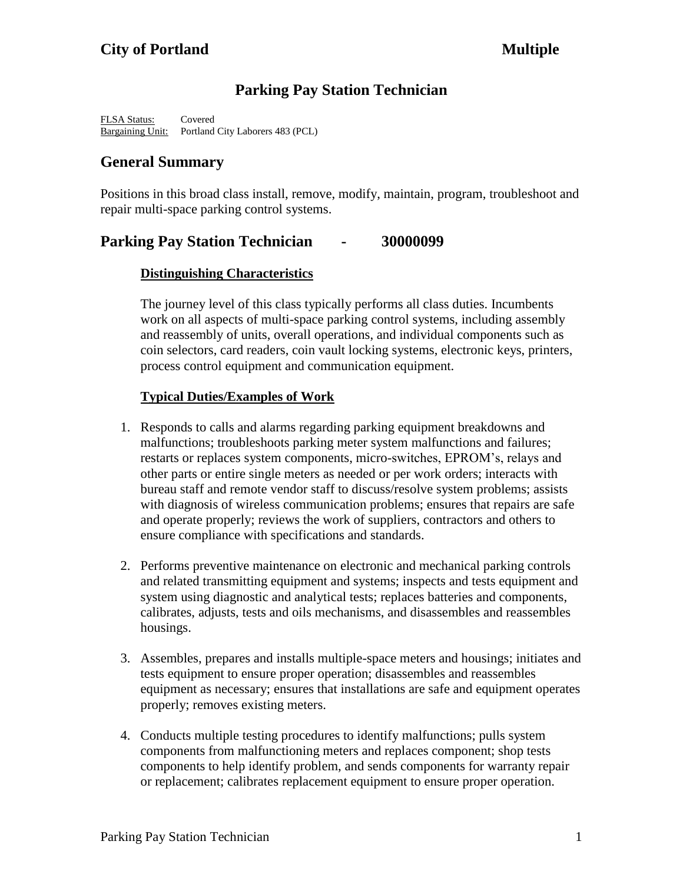**City of Portland** **Multiple**

# Parking Pay Station Technician

FLSA Status: Covered
Bargaining Unit: Portland City Laborers 483 (PCL)

## General Summary

Positions in this broad class install, remove, modify, maintain, program, troubleshoot and repair multi-space parking control systems.

## Parking Pay Station Technician - 30000099

### Distinguishing Characteristics

The journey level of this class typically performs all class duties. Incumbents work on all aspects of multi-space parking control systems, including assembly and reassembly of units, overall operations, and individual components such as coin selectors, card readers, coin vault locking systems, electronic keys, printers, process control equipment and communication equipment.

### Typical Duties/Examples of Work

1. Responds to calls and alarms regarding parking equipment breakdowns and malfunctions; troubleshoots parking meter system malfunctions and failures; restarts or replaces system components, micro-switches, EPROM's, relays and other parts or entire single meters as needed or per work orders; interacts with bureau staff and remote vendor staff to discuss/resolve system problems; assists with diagnosis of wireless communication problems; ensures that repairs are safe and operate properly; reviews the work of suppliers, contractors and others to ensure compliance with specifications and standards.

2. Performs preventive maintenance on electronic and mechanical parking controls and related transmitting equipment and systems; inspects and tests equipment and system using diagnostic and analytical tests; replaces batteries and components, calibrates, adjusts, tests and oils mechanisms, and disassembles and reassembles housings.

3. Assembles, prepares and installs multiple-space meters and housings; initiates and tests equipment to ensure proper operation; disassembles and reassembles equipment as necessary; ensures that installations are safe and equipment operates properly; removes existing meters.

4. Conducts multiple testing procedures to identify malfunctions; pulls system components from malfunctioning meters and replaces component; shop tests components to help identify problem, and sends components for warranty repair or replacement; calibrates replacement equipment to ensure proper operation.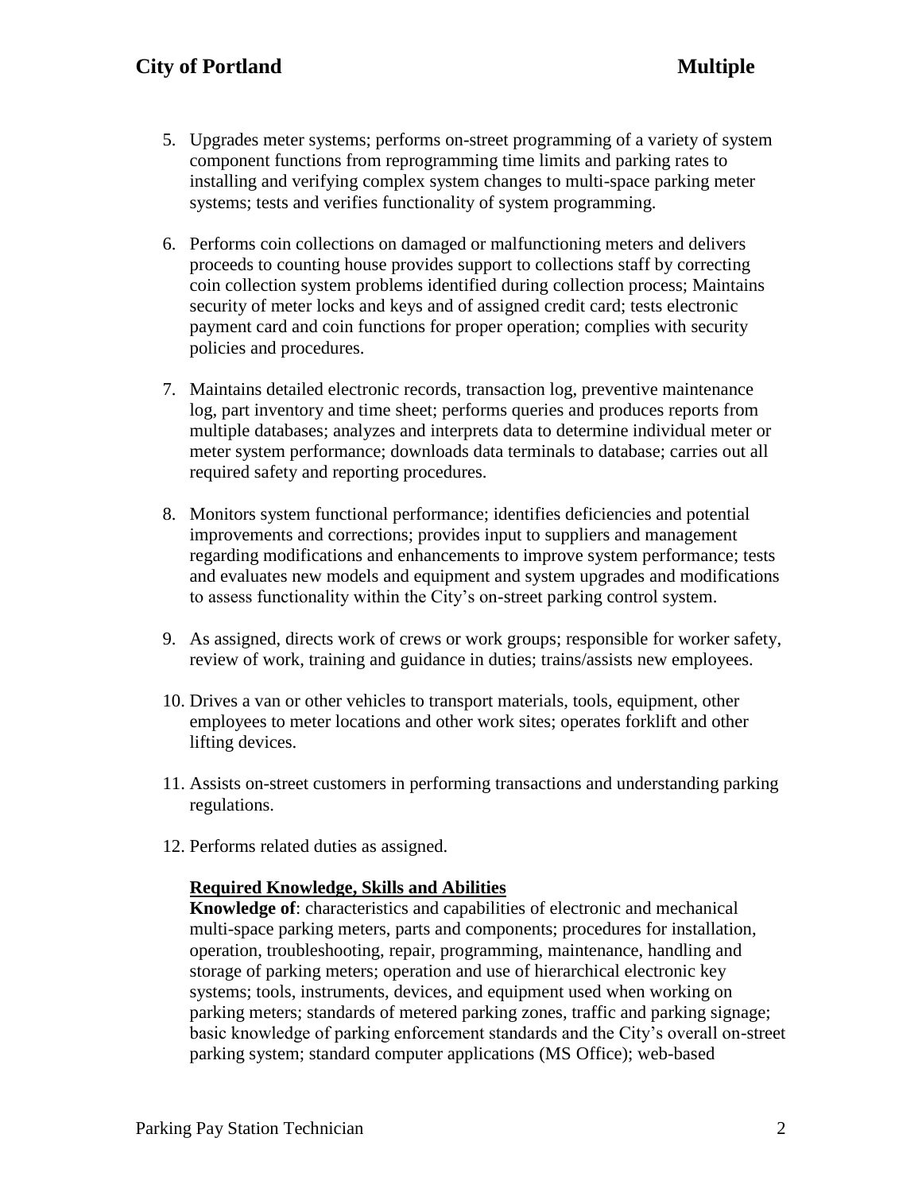5. Upgrades meter systems; performs on-street programming of a variety of system component functions from reprogramming time limits and parking rates to installing and verifying complex system changes to multi-space parking meter systems; tests and verifies functionality of system programming.

6. Performs coin collections on damaged or malfunctioning meters and delivers proceeds to counting house provides support to collections staff by correcting coin collection system problems identified during collection process; Maintains security of meter locks and keys and of assigned credit card; tests electronic payment card and coin functions for proper operation; complies with security policies and procedures.

7. Maintains detailed electronic records, transaction log, preventive maintenance log, part inventory and time sheet; performs queries and produces reports from multiple databases; analyzes and interprets data to determine individual meter or meter system performance; downloads data terminals to database; carries out all required safety and reporting procedures.

8. Monitors system functional performance; identifies deficiencies and potential improvements and corrections; provides input to suppliers and management regarding modifications and enhancements to improve system performance; tests and evaluates new models and equipment and system upgrades and modifications to assess functionality within the City's on-street parking control system.

9. As assigned, directs work of crews or work groups; responsible for worker safety, review of work, training and guidance in duties; trains/assists new employees.

10. Drives a van or other vehicles to transport materials, tools, equipment, other employees to meter locations and other work sites; operates forklift and other lifting devices.

11. Assists on-street customers in performing transactions and understanding parking regulations.

12. Performs related duties as assigned.

**Required Knowledge, Skills and Abilities**

**Knowledge of**: characteristics and capabilities of electronic and mechanical multi-space parking meters, parts and components; procedures for installation, operation, troubleshooting, repair, programming, maintenance, handling and storage of parking meters; operation and use of hierarchical electronic key systems; tools, instruments, devices, and equipment used when working on parking meters; standards of metered parking zones, traffic and parking signage; basic knowledge of parking enforcement standards and the City's overall on-street parking system; standard computer applications (MS Office); web-based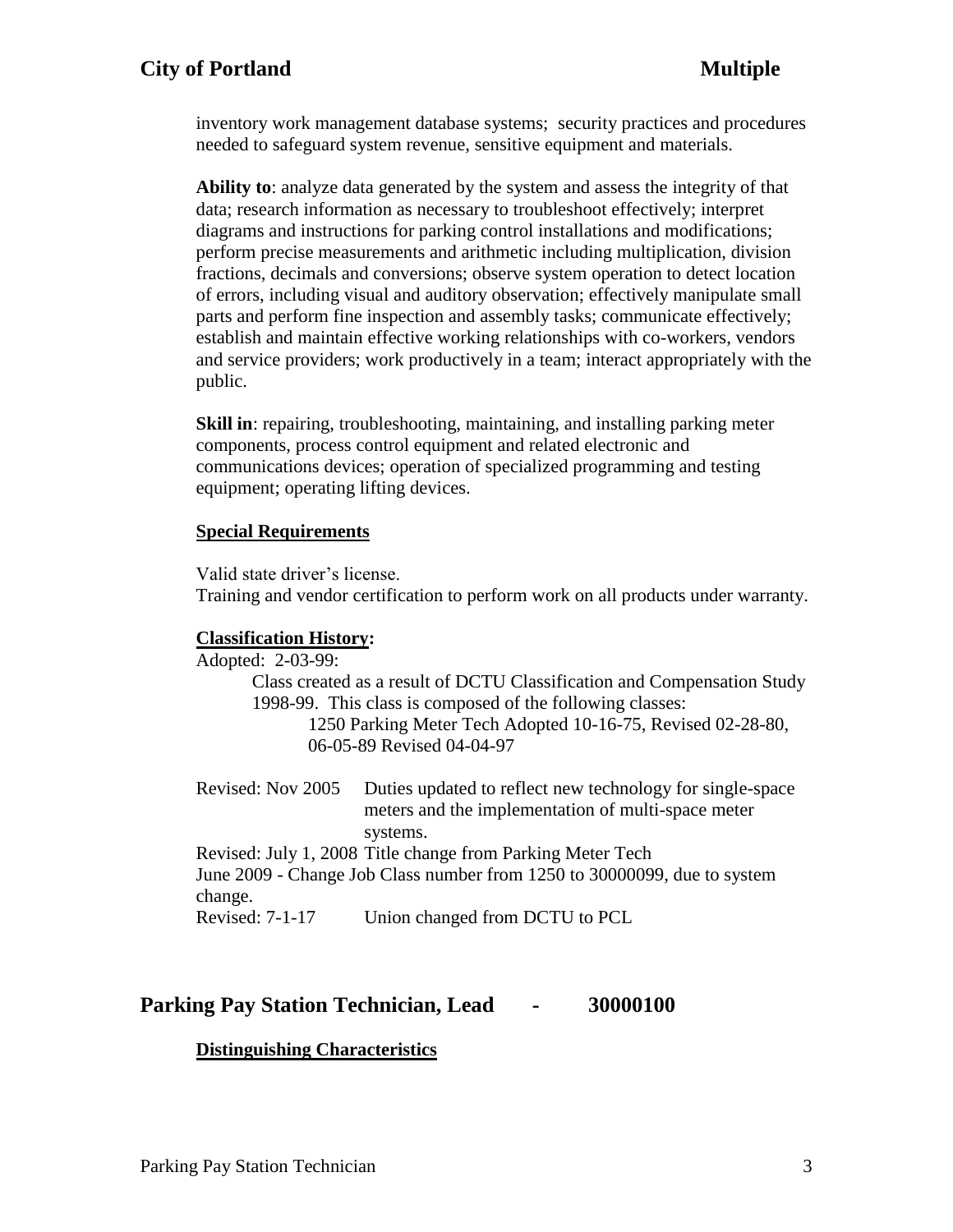inventory work management database systems; security practices and procedures needed to safeguard system revenue, sensitive equipment and materials.

**Ability to**: analyze data generated by the system and assess the integrity of that data; research information as necessary to troubleshoot effectively; interpret diagrams and instructions for parking control installations and modifications; perform precise measurements and arithmetic including multiplication, division fractions, decimals and conversions; observe system operation to detect location of errors, including visual and auditory observation; effectively manipulate small parts and perform fine inspection and assembly tasks; communicate effectively; establish and maintain effective working relationships with co-workers, vendors and service providers; work productively in a team; interact appropriately with the public.

**Skill in**: repairing, troubleshooting, maintaining, and installing parking meter components, process control equipment and related electronic and communications devices; operation of specialized programming and testing equipment; operating lifting devices.

**Special Requirements**

Valid state driver's license.
Training and vendor certification to perform work on all products under warranty.

**Classification History:**

Adopted: 2-03-99:
Class created as a result of DCTU Classification and Compensation Study 1998-99. This class is composed of the following classes:
1250 Parking Meter Tech Adopted 10-16-75, Revised 02-28-80, 06-05-89 Revised 04-04-97

Revised: Nov 2005 Duties updated to reflect new technology for single-space meters and the implementation of multi-space meter systems.
Revised: July 1, 2008 Title change from Parking Meter Tech
June 2009 - Change Job Class number from 1250 to 30000099, due to system change.
Revised: 7-1-17 Union changed from DCTU to PCL

## Parking Pay Station Technician, Lead - 30000100

**Distinguishing Characteristics**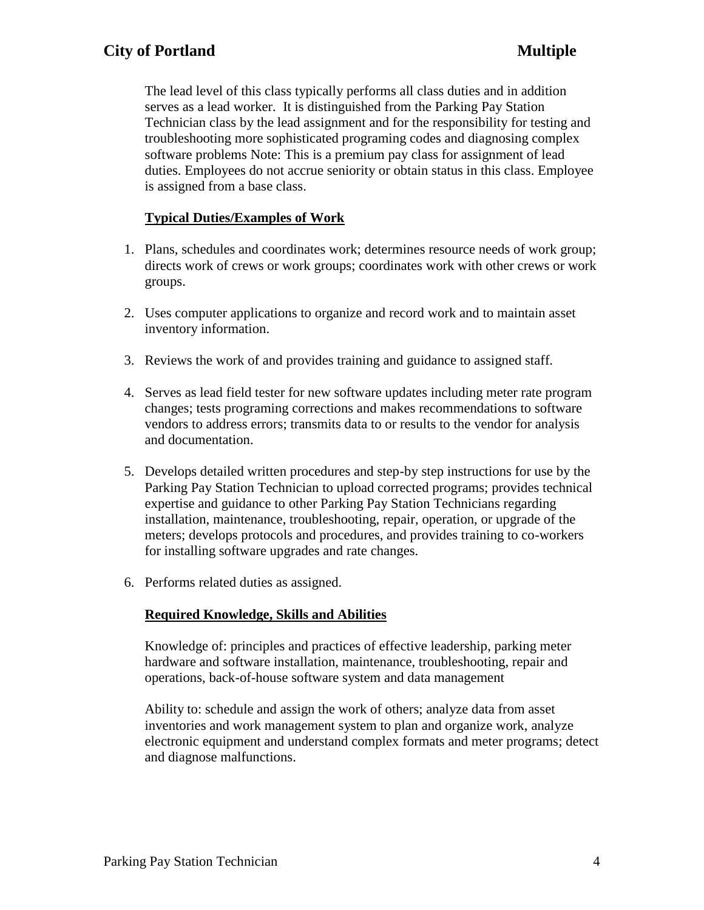The lead level of this class typically performs all class duties and in addition serves as a lead worker. It is distinguished from the Parking Pay Station Technician class by the lead assignment and for the responsibility for testing and troubleshooting more sophisticated programing codes and diagnosing complex software problems Note: This is a premium pay class for assignment of lead duties. Employees do not accrue seniority or obtain status in this class. Employee is assigned from a base class.

**Typical Duties/Examples of Work**

1. Plans, schedules and coordinates work; determines resource needs of work group; directs work of crews or work groups; coordinates work with other crews or work groups.

2. Uses computer applications to organize and record work and to maintain asset inventory information.

3. Reviews the work of and provides training and guidance to assigned staff.

4. Serves as lead field tester for new software updates including meter rate program changes; tests programing corrections and makes recommendations to software vendors to address errors; transmits data to or results to the vendor for analysis and documentation.

5. Develops detailed written procedures and step-by step instructions for use by the Parking Pay Station Technician to upload corrected programs; provides technical expertise and guidance to other Parking Pay Station Technicians regarding installation, maintenance, troubleshooting, repair, operation, or upgrade of the meters; develops protocols and procedures, and provides training to co-workers for installing software upgrades and rate changes.

6. Performs related duties as assigned.

**Required Knowledge, Skills and Abilities**

Knowledge of: principles and practices of effective leadership, parking meter hardware and software installation, maintenance, troubleshooting, repair and operations, back-of-house software system and data management

Ability to: schedule and assign the work of others; analyze data from asset inventories and work management system to plan and organize work, analyze electronic equipment and understand complex formats and meter programs; detect and diagnose malfunctions.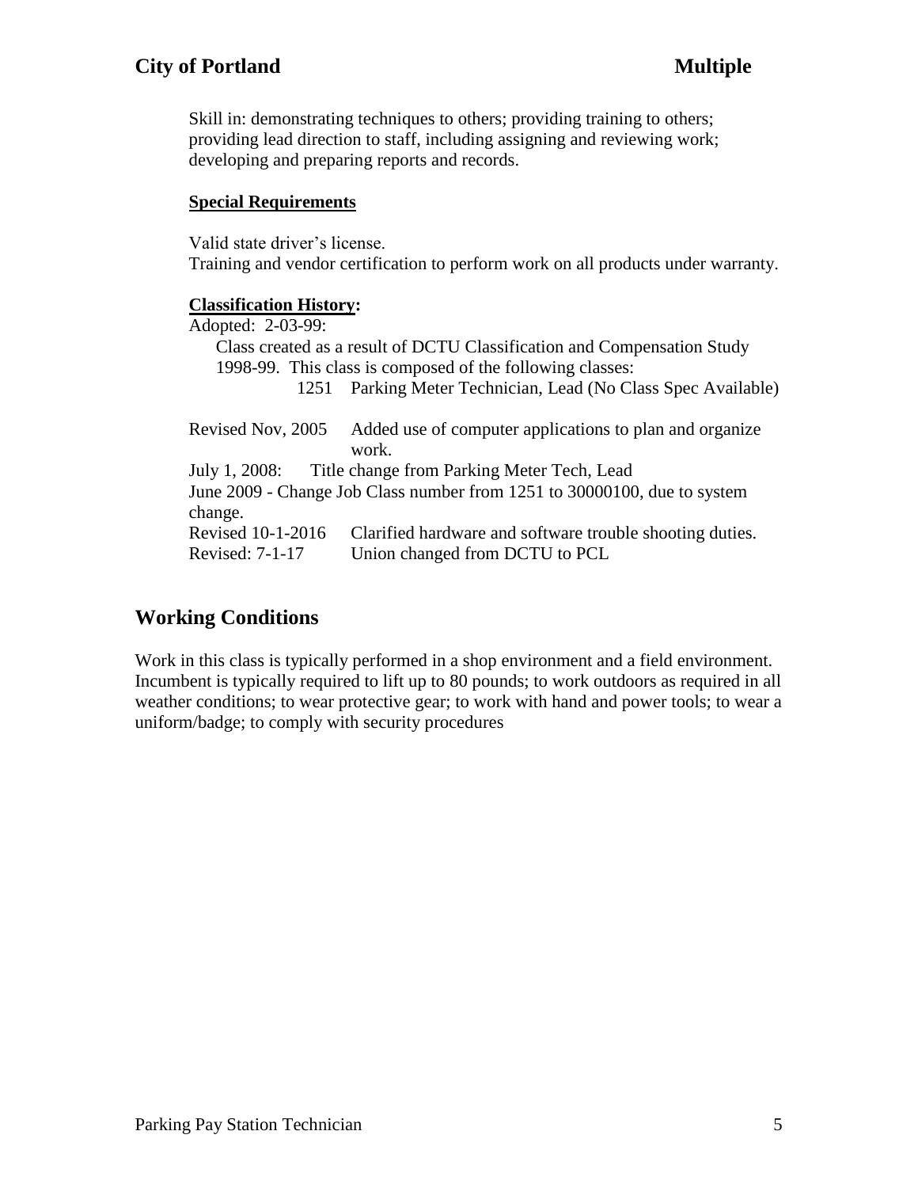Skill in: demonstrating techniques to others; providing training to others; providing lead direction to staff, including assigning and reviewing work; developing and preparing reports and records.

**Special Requirements**

Valid state driver's license.
Training and vendor certification to perform work on all products under warranty.

**Classification History:**

Adopted: 2-03-99:
Class created as a result of DCTU Classification and Compensation Study 1998-99. This class is composed of the following classes:
1251 Parking Meter Technician, Lead (No Class Spec Available)

Revised Nov, 2005 Added use of computer applications to plan and organize work.
July 1, 2008: Title change from Parking Meter Tech, Lead
June 2009 - Change Job Class number from 1251 to 30000100, due to system change.
Revised 10-1-2016 Clarified hardware and software trouble shooting duties.
Revised: 7-1-17 Union changed from DCTU to PCL

## Working Conditions

Work in this class is typically performed in a shop environment and a field environment. Incumbent is typically required to lift up to 80 pounds; to work outdoors as required in all weather conditions; to wear protective gear; to work with hand and power tools; to wear a uniform/badge; to comply with security procedures